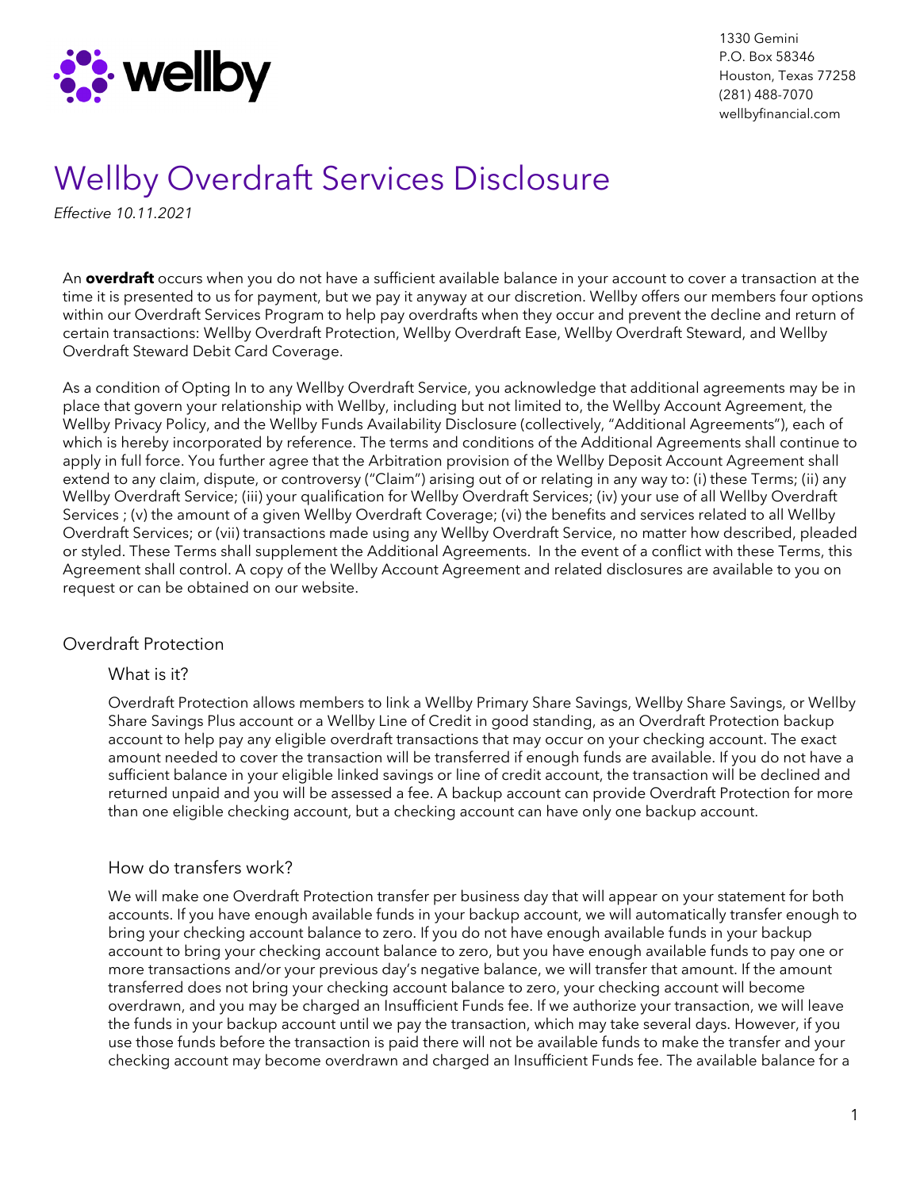wellby

1330 Gemini
P.O. Box 58346
Houston, Texas 77258
(281) 488-7070
wellbyfinancial.com

# Wellby Overdraft Services Disclosure

*Effective 10.11.2021*

An **overdraft** occurs when you do not have a sufficient available balance in your account to cover a transaction at the time it is presented to us for payment, but we pay it anyway at our discretion. Wellby offers our members four options within our Overdraft Services Program to help pay overdrafts when they occur and prevent the decline and return of certain transactions: Wellby Overdraft Protection, Wellby Overdraft Ease, Wellby Overdraft Steward, and Wellby Overdraft Steward Debit Card Coverage.

As a condition of Opting In to any Wellby Overdraft Service, you acknowledge that additional agreements may be in place that govern your relationship with Wellby, including but not limited to, the Wellby Account Agreement, the Wellby Privacy Policy, and the Wellby Funds Availability Disclosure (collectively, "Additional Agreements"), each of which is hereby incorporated by reference. The terms and conditions of the Additional Agreements shall continue to apply in full force. You further agree that the Arbitration provision of the Wellby Deposit Account Agreement shall extend to any claim, dispute, or controversy ("Claim") arising out of or relating in any way to: (i) these Terms; (ii) any Wellby Overdraft Service; (iii) your qualification for Wellby Overdraft Services; (iv) your use of all Wellby Overdraft Services ; (v) the amount of a given Wellby Overdraft Coverage; (vi) the benefits and services related to all Wellby Overdraft Services; or (vii) transactions made using any Wellby Overdraft Service, no matter how described, pleaded or styled. These Terms shall supplement the Additional Agreements. In the event of a conflict with these Terms, this Agreement shall control. A copy of the Wellby Account Agreement and related disclosures are available to you on request or can be obtained on our website.

## Overdraft Protection

### What is it?

Overdraft Protection allows members to link a Wellby Primary Share Savings, Wellby Share Savings, or Wellby Share Savings Plus account or a Wellby Line of Credit in good standing, as an Overdraft Protection backup account to help pay any eligible overdraft transactions that may occur on your checking account. The exact amount needed to cover the transaction will be transferred if enough funds are available. If you do not have a sufficient balance in your eligible linked savings or line of credit account, the transaction will be declined and returned unpaid and you will be assessed a fee. A backup account can provide Overdraft Protection for more than one eligible checking account, but a checking account can have only one backup account.

### How do transfers work?

We will make one Overdraft Protection transfer per business day that will appear on your statement for both accounts. If you have enough available funds in your backup account, we will automatically transfer enough to bring your checking account balance to zero. If you do not have enough available funds in your backup account to bring your checking account balance to zero, but you have enough available funds to pay one or more transactions and/or your previous day's negative balance, we will transfer that amount. If the amount transferred does not bring your checking account balance to zero, your checking account will become overdrawn, and you may be charged an Insufficient Funds fee. If we authorize your transaction, we will leave the funds in your backup account until we pay the transaction, which may take several days. However, if you use those funds before the transaction is paid there will not be available funds to make the transfer and your checking account may become overdrawn and charged an Insufficient Funds fee. The available balance for a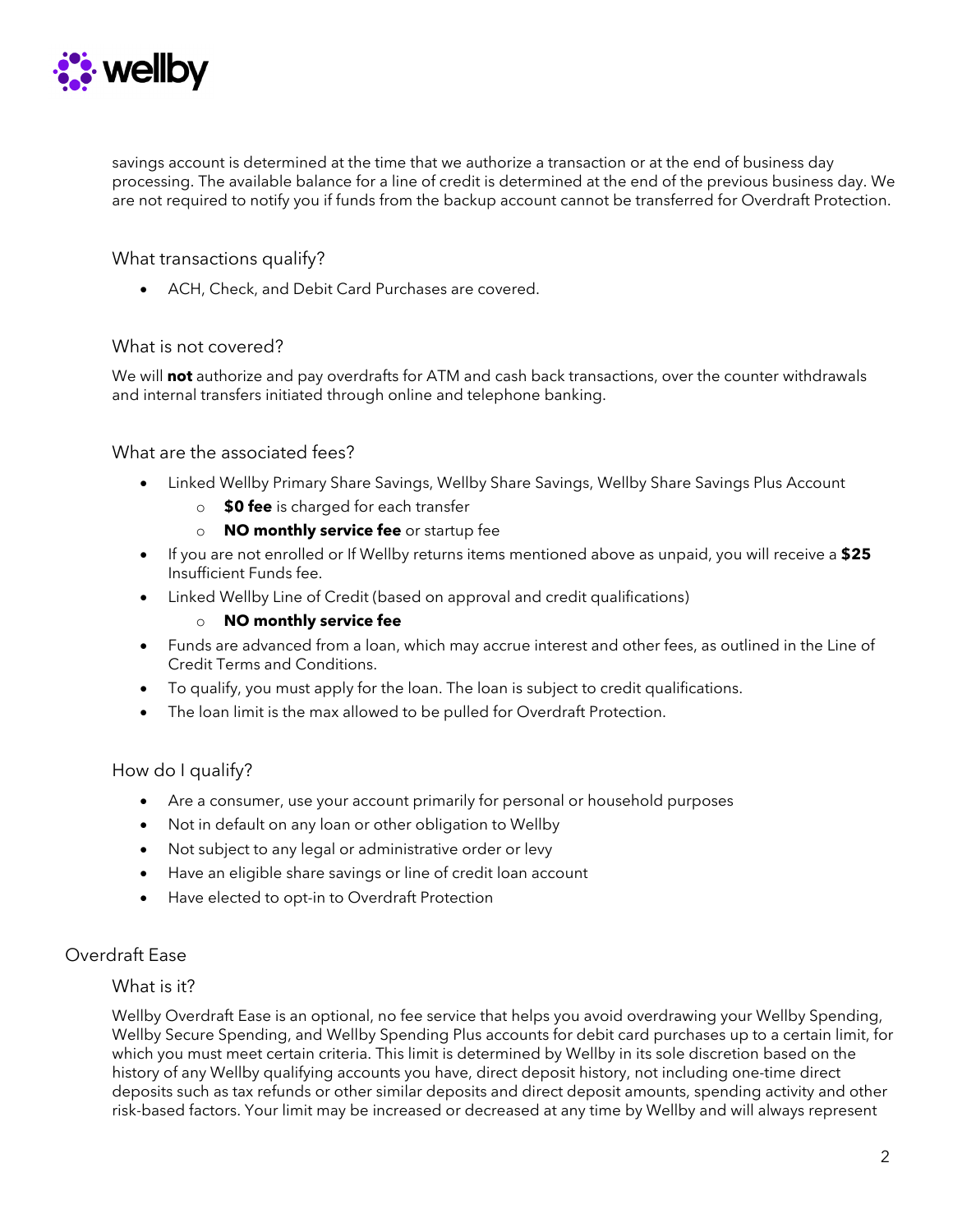savings account is determined at the time that we authorize a transaction or at the end of business day processing. The available balance for a line of credit is determined at the end of the previous business day. We are not required to notify you if funds from the backup account cannot be transferred for Overdraft Protection.

### What transactions qualify?

- ACH, Check, and Debit Card Purchases are covered.

### What is not covered?

We will **not** authorize and pay overdrafts for ATM and cash back transactions, over the counter withdrawals and internal transfers initiated through online and telephone banking.

### What are the associated fees?

- Linked Wellby Primary Share Savings, Wellby Share Savings, Wellby Share Savings Plus Account
  - **$0 fee** is charged for each transfer
  - **NO monthly service fee** or startup fee
- If you are not enrolled or If Wellby returns items mentioned above as unpaid, you will receive a **$25** Insufficient Funds fee.
- Linked Wellby Line of Credit (based on approval and credit qualifications)
  - **NO monthly service fee**
- Funds are advanced from a loan, which may accrue interest and other fees, as outlined in the Line of Credit Terms and Conditions.
- To qualify, you must apply for the loan. The loan is subject to credit qualifications.
- The loan limit is the max allowed to be pulled for Overdraft Protection.

### How do I qualify?

- Are a consumer, use your account primarily for personal or household purposes
- Not in default on any loan or other obligation to Wellby
- Not subject to any legal or administrative order or levy
- Have an eligible share savings or line of credit loan account
- Have elected to opt-in to Overdraft Protection

## Overdraft Ease

### What is it?

Wellby Overdraft Ease is an optional, no fee service that helps you avoid overdrawing your Wellby Spending, Wellby Secure Spending, and Wellby Spending Plus accounts for debit card purchases up to a certain limit, for which you must meet certain criteria. This limit is determined by Wellby in its sole discretion based on the history of any Wellby qualifying accounts you have, direct deposit history, not including one-time direct deposits such as tax refunds or other similar deposits and direct deposit amounts, spending activity and other risk-based factors. Your limit may be increased or decreased at any time by Wellby and will always represent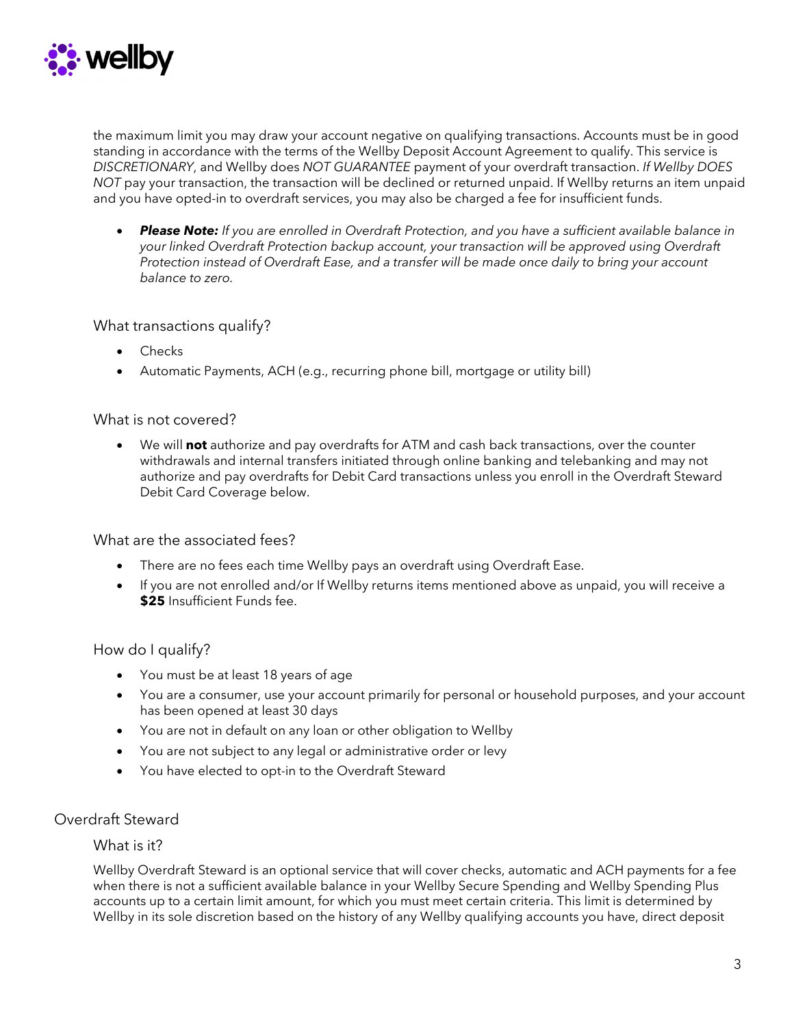the maximum limit you may draw your account negative on qualifying transactions. Accounts must be in good standing in accordance with the terms of the Wellby Deposit Account Agreement to qualify. This service is *DISCRETIONARY*, and Wellby does *NOT GUARANTEE* payment of your overdraft transaction. *If Wellby DOES NOT* pay your transaction, the transaction will be declined or returned unpaid. If Wellby returns an item unpaid and you have opted-in to overdraft services, you may also be charged a fee for insufficient funds.

- ***Please Note:*** *If you are enrolled in Overdraft Protection, and you have a sufficient available balance in your linked Overdraft Protection backup account, your transaction will be approved using Overdraft Protection instead of Overdraft Ease, and a transfer will be made once daily to bring your account balance to zero.*

### What transactions qualify?

- Checks
- Automatic Payments, ACH (e.g., recurring phone bill, mortgage or utility bill)

### What is not covered?

- We will **not** authorize and pay overdrafts for ATM and cash back transactions, over the counter withdrawals and internal transfers initiated through online banking and telebanking and may not authorize and pay overdrafts for Debit Card transactions unless you enroll in the Overdraft Steward Debit Card Coverage below.

### What are the associated fees?

- There are no fees each time Wellby pays an overdraft using Overdraft Ease.
- If you are not enrolled and/or If Wellby returns items mentioned above as unpaid, you will receive a **$25** Insufficient Funds fee.

### How do I qualify?

- You must be at least 18 years of age
- You are a consumer, use your account primarily for personal or household purposes, and your account has been opened at least 30 days
- You are not in default on any loan or other obligation to Wellby
- You are not subject to any legal or administrative order or levy
- You have elected to opt-in to the Overdraft Steward

## Overdraft Steward

### What is it?

Wellby Overdraft Steward is an optional service that will cover checks, automatic and ACH payments for a fee when there is not a sufficient available balance in your Wellby Secure Spending and Wellby Spending Plus accounts up to a certain limit amount, for which you must meet certain criteria. This limit is determined by Wellby in its sole discretion based on the history of any Wellby qualifying accounts you have, direct deposit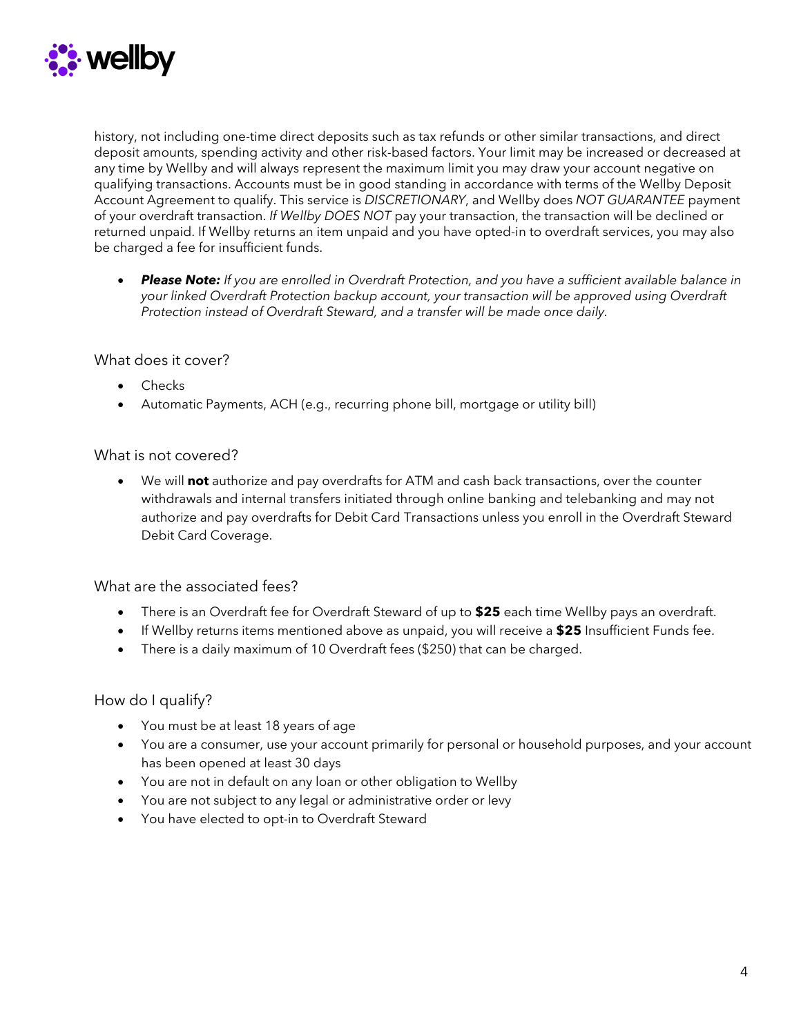history, not including one-time direct deposits such as tax refunds or other similar transactions, and direct deposit amounts, spending activity and other risk-based factors. Your limit may be increased or decreased at any time by Wellby and will always represent the maximum limit you may draw your account negative on qualifying transactions. Accounts must be in good standing in accordance with terms of the Wellby Deposit Account Agreement to qualify. This service is *DISCRETIONARY*, and Wellby does *NOT GUARANTEE* payment of your overdraft transaction. *If Wellby DOES NOT* pay your transaction, the transaction will be declined or returned unpaid. If Wellby returns an item unpaid and you have opted-in to overdraft services, you may also be charged a fee for insufficient funds.

- ***Please Note:*** *If you are enrolled in Overdraft Protection, and you have a sufficient available balance in your linked Overdraft Protection backup account, your transaction will be approved using Overdraft Protection instead of Overdraft Steward, and a transfer will be made once daily.*

### What does it cover?

- Checks
- Automatic Payments, ACH (e.g., recurring phone bill, mortgage or utility bill)

### What is not covered?

- We will **not** authorize and pay overdrafts for ATM and cash back transactions, over the counter withdrawals and internal transfers initiated through online banking and telebanking and may not authorize and pay overdrafts for Debit Card Transactions unless you enroll in the Overdraft Steward Debit Card Coverage.

### What are the associated fees?

- There is an Overdraft fee for Overdraft Steward of up to **$25** each time Wellby pays an overdraft.
- If Wellby returns items mentioned above as unpaid, you will receive a **$25** Insufficient Funds fee.
- There is a daily maximum of 10 Overdraft fees ($250) that can be charged.

### How do I qualify?

- You must be at least 18 years of age
- You are a consumer, use your account primarily for personal or household purposes, and your account has been opened at least 30 days
- You are not in default on any loan or other obligation to Wellby
- You are not subject to any legal or administrative order or levy
- You have elected to opt-in to Overdraft Steward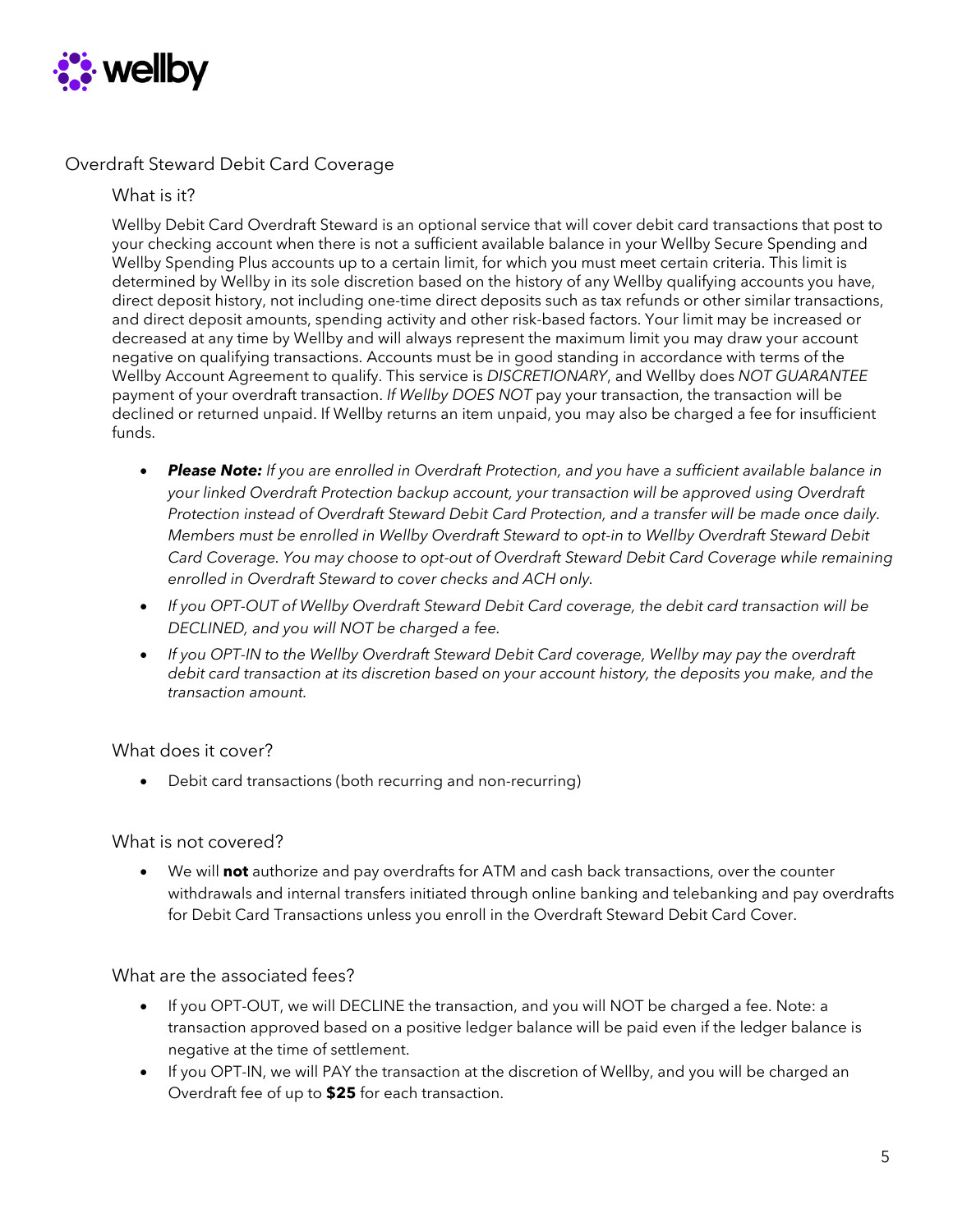## Overdraft Steward Debit Card Coverage

### What is it?

Wellby Debit Card Overdraft Steward is an optional service that will cover debit card transactions that post to your checking account when there is not a sufficient available balance in your Wellby Secure Spending and Wellby Spending Plus accounts up to a certain limit, for which you must meet certain criteria. This limit is determined by Wellby in its sole discretion based on the history of any Wellby qualifying accounts you have, direct deposit history, not including one-time direct deposits such as tax refunds or other similar transactions, and direct deposit amounts, spending activity and other risk-based factors. Your limit may be increased or decreased at any time by Wellby and will always represent the maximum limit you may draw your account negative on qualifying transactions. Accounts must be in good standing in accordance with terms of the Wellby Account Agreement to qualify. This service is *DISCRETIONARY*, and Wellby does *NOT GUARANTEE* payment of your overdraft transaction. *If Wellby DOES NOT* pay your transaction, the transaction will be declined or returned unpaid. If Wellby returns an item unpaid, you may also be charged a fee for insufficient funds.

- ***Please Note:*** *If you are enrolled in Overdraft Protection, and you have a sufficient available balance in your linked Overdraft Protection backup account, your transaction will be approved using Overdraft Protection instead of Overdraft Steward Debit Card Protection, and a transfer will be made once daily. Members must be enrolled in Wellby Overdraft Steward to opt-in to Wellby Overdraft Steward Debit Card Coverage. You may choose to opt-out of Overdraft Steward Debit Card Coverage while remaining enrolled in Overdraft Steward to cover checks and ACH only.*
- *If you OPT-OUT of Wellby Overdraft Steward Debit Card coverage, the debit card transaction will be DECLINED, and you will NOT be charged a fee.*
- *If you OPT-IN to the Wellby Overdraft Steward Debit Card coverage, Wellby may pay the overdraft debit card transaction at its discretion based on your account history, the deposits you make, and the transaction amount.*

### What does it cover?

- Debit card transactions (both recurring and non-recurring)

### What is not covered?

- We will **not** authorize and pay overdrafts for ATM and cash back transactions, over the counter withdrawals and internal transfers initiated through online banking and telebanking and pay overdrafts for Debit Card Transactions unless you enroll in the Overdraft Steward Debit Card Cover.

### What are the associated fees?

- If you OPT-OUT, we will DECLINE the transaction, and you will NOT be charged a fee. Note: a transaction approved based on a positive ledger balance will be paid even if the ledger balance is negative at the time of settlement.
- If you OPT-IN, we will PAY the transaction at the discretion of Wellby, and you will be charged an Overdraft fee of up to **$25** for each transaction.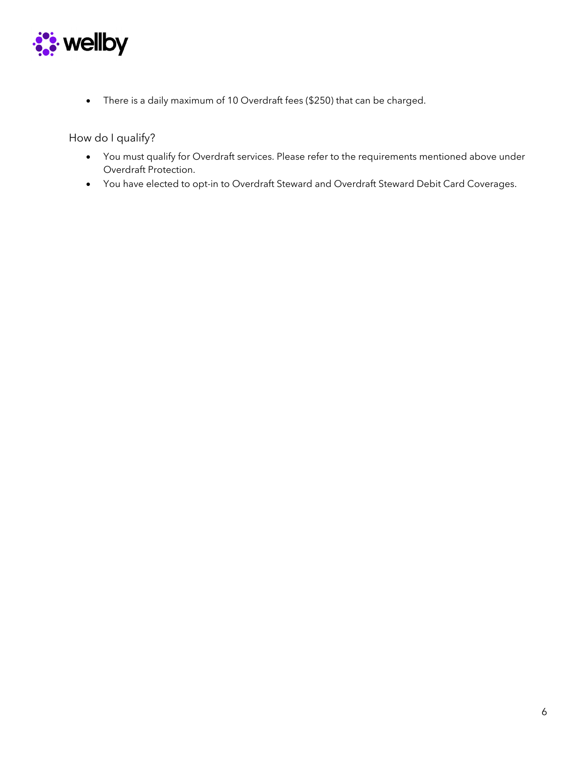- There is a daily maximum of 10 Overdraft fees ($250) that can be charged.

## How do I qualify?

- You must qualify for Overdraft services. Please refer to the requirements mentioned above under Overdraft Protection.
- You have elected to opt-in to Overdraft Steward and Overdraft Steward Debit Card Coverages.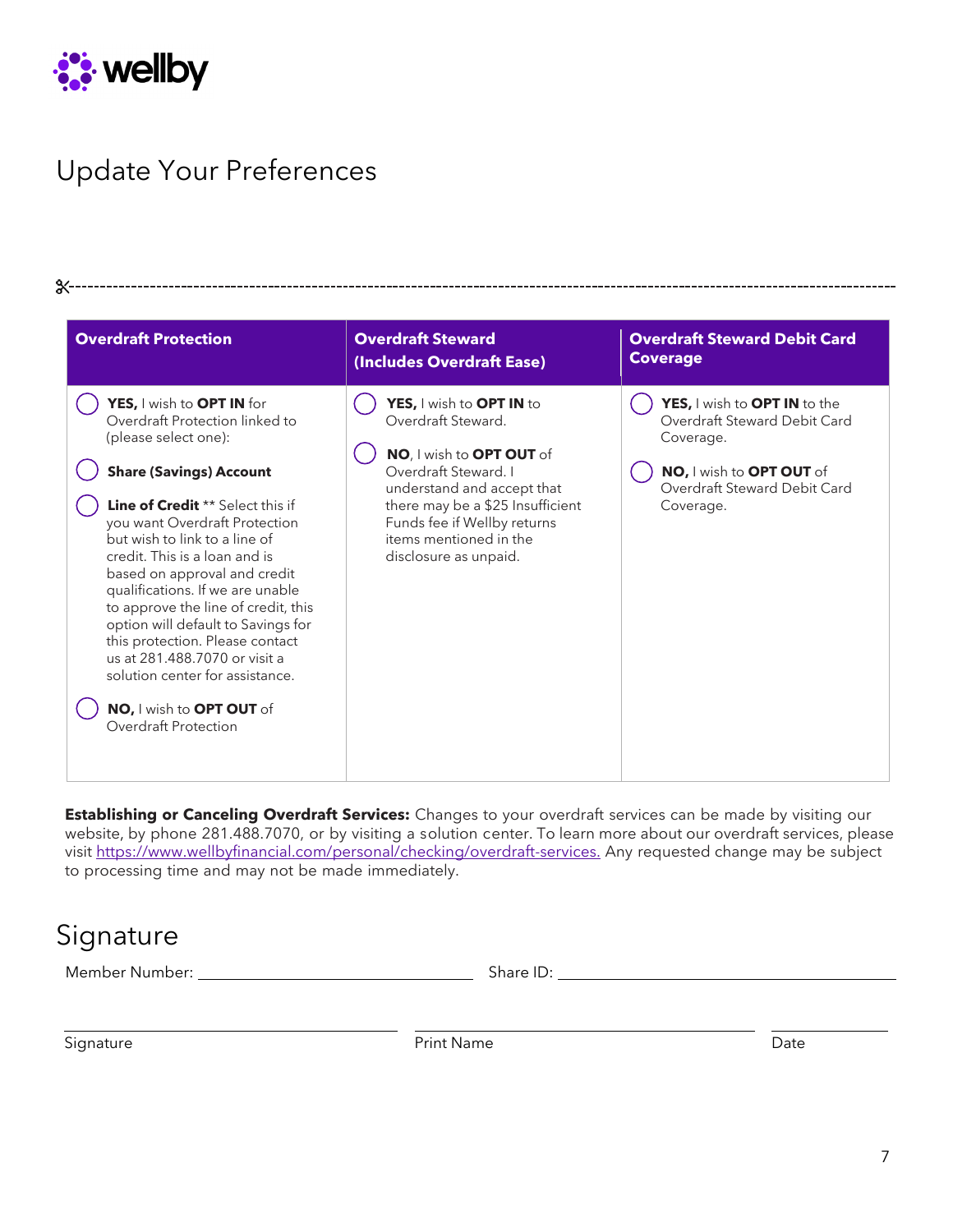wellby

# Update Your Preferences

| Overdraft Protection | Overdraft Steward (Includes Overdraft Ease) | Overdraft Steward Debit Card Coverage |
|---|---|---|
| ◯ **YES,** I wish to **OPT IN** for Overdraft Protection linked to (please select one):<br><br>◯ **Share (Savings) Account**<br><br>◯ **Line of Credit** ** Select this if you want Overdraft Protection but wish to link to a line of credit. This is a loan and is based on approval and credit qualifications. If we are unable to approve the line of credit, this option will default to Savings for this protection. Please contact us at 281.488.7070 or visit a solution center for assistance.<br><br>◯ **NO,** I wish to **OPT OUT** of Overdraft Protection | ◯ **YES,** I wish to **OPT IN** to Overdraft Steward.<br><br>◯ **NO**, I wish to **OPT OUT** of Overdraft Steward. I understand and accept that there may be a $25 Insufficient Funds fee if Wellby returns items mentioned in the disclosure as unpaid. | ◯ **YES,** I wish to **OPT IN** to the Overdraft Steward Debit Card Coverage.<br><br>◯ **NO,** I wish to **OPT OUT** of Overdraft Steward Debit Card Coverage. |

**Establishing or Canceling Overdraft Services:** Changes to your overdraft services can be made by visiting our website, by phone 281.488.7070, or by visiting a solution center. To learn more about our overdraft services, please visit https://www.wellbyfinancial.com/personal/checking/overdraft-services. Any requested change may be subject to processing time and may not be made immediately.

# Signature

Member Number: ______________________ Share ID: ______________________

______________________ ______________________ __________

Signature Print Name Date